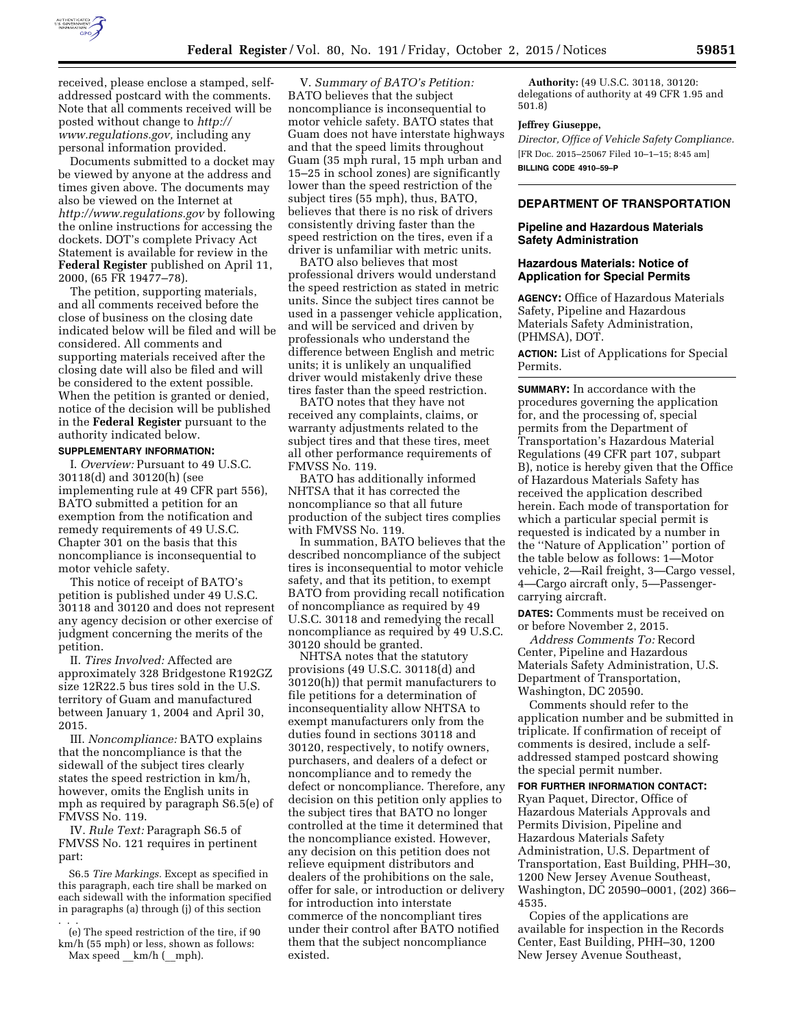received, please enclose a stamped, self-addressed postcard with the comments. Note that all comments received will be posted without change to *http://www.regulations.gov,* including any personal information provided.

Documents submitted to a docket may be viewed by anyone at the address and times given above. The documents may also be viewed on the Internet at *http://www.regulations.gov* by following the online instructions for accessing the dockets. DOT's complete Privacy Act Statement is available for review in the **Federal Register** published on April 11, 2000, (65 FR 19477–78).

The petition, supporting materials, and all comments received before the close of business on the closing date indicated below will be filed and will be considered. All comments and supporting materials received after the closing date will also be filed and will be considered to the extent possible. When the petition is granted or denied, notice of the decision will be published in the **Federal Register** pursuant to the authority indicated below.

**SUPPLEMENTARY INFORMATION:**

I. *Overview:* Pursuant to 49 U.S.C. 30118(d) and 30120(h) (see implementing rule at 49 CFR part 556), BATO submitted a petition for an exemption from the notification and remedy requirements of 49 U.S.C. Chapter 301 on the basis that this noncompliance is inconsequential to motor vehicle safety.

This notice of receipt of BATO's petition is published under 49 U.S.C. 30118 and 30120 and does not represent any agency decision or other exercise of judgment concerning the merits of the petition.

II. *Tires Involved:* Affected are approximately 328 Bridgestone R192GZ size 12R22.5 bus tires sold in the U.S. territory of Guam and manufactured between January 1, 2004 and April 30, 2015.

III. *Noncompliance:* BATO explains that the noncompliance is that the sidewall of the subject tires clearly states the speed restriction in km/h, however, omits the English units in mph as required by paragraph S6.5(e) of FMVSS No. 119.

IV. *Rule Text:* Paragraph S6.5 of FMVSS No. 121 requires in pertinent part:

S6.5 *Tire Markings.* Except as specified in this paragraph, each tire shall be marked on each sidewall with the information specified in paragraphs (a) through (j) of this section . . .

(e) The speed restriction of the tire, if 90 km/h (55 mph) or less, shown as follows:
Max speed __km/h (__mph).

V. *Summary of BATO's Petition:* BATO believes that the subject noncompliance is inconsequential to motor vehicle safety. BATO states that Guam does not have interstate highways and that the speed limits throughout Guam (35 mph rural, 15 mph urban and 15–25 in school zones) are significantly lower than the speed restriction of the subject tires (55 mph), thus, BATO, believes that there is no risk of drivers consistently driving faster than the speed restriction on the tires, even if a driver is unfamiliar with metric units.

BATO also believes that most professional drivers would understand the speed restriction as stated in metric units. Since the subject tires cannot be used in a passenger vehicle application, and will be serviced and driven by professionals who understand the difference between English and metric units; it is unlikely an unqualified driver would mistakenly drive these tires faster than the speed restriction.

BATO notes that they have not received any complaints, claims, or warranty adjustments related to the subject tires and that these tires, meet all other performance requirements of FMVSS No. 119.

BATO has additionally informed NHTSA that it has corrected the noncompliance so that all future production of the subject tires complies with FMVSS No. 119.

In summation, BATO believes that the described noncompliance of the subject tires is inconsequential to motor vehicle safety, and that its petition, to exempt BATO from providing recall notification of noncompliance as required by 49 U.S.C. 30118 and remedying the recall noncompliance as required by 49 U.S.C. 30120 should be granted.

NHTSA notes that the statutory provisions (49 U.S.C. 30118(d) and 30120(h)) that permit manufacturers to file petitions for a determination of inconsequentiality allow NHTSA to exempt manufacturers only from the duties found in sections 30118 and 30120, respectively, to notify owners, purchasers, and dealers of a defect or noncompliance and to remedy the defect or noncompliance. Therefore, any decision on this petition only applies to the subject tires that BATO no longer controlled at the time it determined that the noncompliance existed. However, any decision on this petition does not relieve equipment distributors and dealers of the prohibitions on the sale, offer for sale, or introduction or delivery for introduction into interstate commerce of the noncompliant tires under their control after BATO notified them that the subject noncompliance existed.

**Authority:** (49 U.S.C. 30118, 30120: delegations of authority at 49 CFR 1.95 and 501.8)

**Jeffrey Giuseppe,**
*Director, Office of Vehicle Safety Compliance.*
[FR Doc. 2015–25067 Filed 10–1–15; 8:45 am]
**BILLING CODE 4910–59–P**

## DEPARTMENT OF TRANSPORTATION

### Pipeline and Hazardous Materials Safety Administration

### Hazardous Materials: Notice of Application for Special Permits

**AGENCY:** Office of Hazardous Materials Safety, Pipeline and Hazardous Materials Safety Administration, (PHMSA), DOT.

**ACTION:** List of Applications for Special Permits.

**SUMMARY:** In accordance with the procedures governing the application for, and the processing of, special permits from the Department of Transportation's Hazardous Material Regulations (49 CFR part 107, subpart B), notice is hereby given that the Office of Hazardous Materials Safety has received the application described herein. Each mode of transportation for which a particular special permit is requested is indicated by a number in the "Nature of Application" portion of the table below as follows: 1—Motor vehicle, 2—Rail freight, 3—Cargo vessel, 4—Cargo aircraft only, 5—Passenger-carrying aircraft.

**DATES:** Comments must be received on or before November 2, 2015.

*Address Comments To:* Record Center, Pipeline and Hazardous Materials Safety Administration, U.S. Department of Transportation, Washington, DC 20590.

Comments should refer to the application number and be submitted in triplicate. If confirmation of receipt of comments is desired, include a self-addressed stamped postcard showing the special permit number.

**FOR FURTHER INFORMATION CONTACT:** Ryan Paquet, Director, Office of Hazardous Materials Approvals and Permits Division, Pipeline and Hazardous Materials Safety Administration, U.S. Department of Transportation, East Building, PHH–30, 1200 New Jersey Avenue Southeast, Washington, DC 20590–0001, (202) 366–4535.

Copies of the applications are available for inspection in the Records Center, East Building, PHH–30, 1200 New Jersey Avenue Southeast,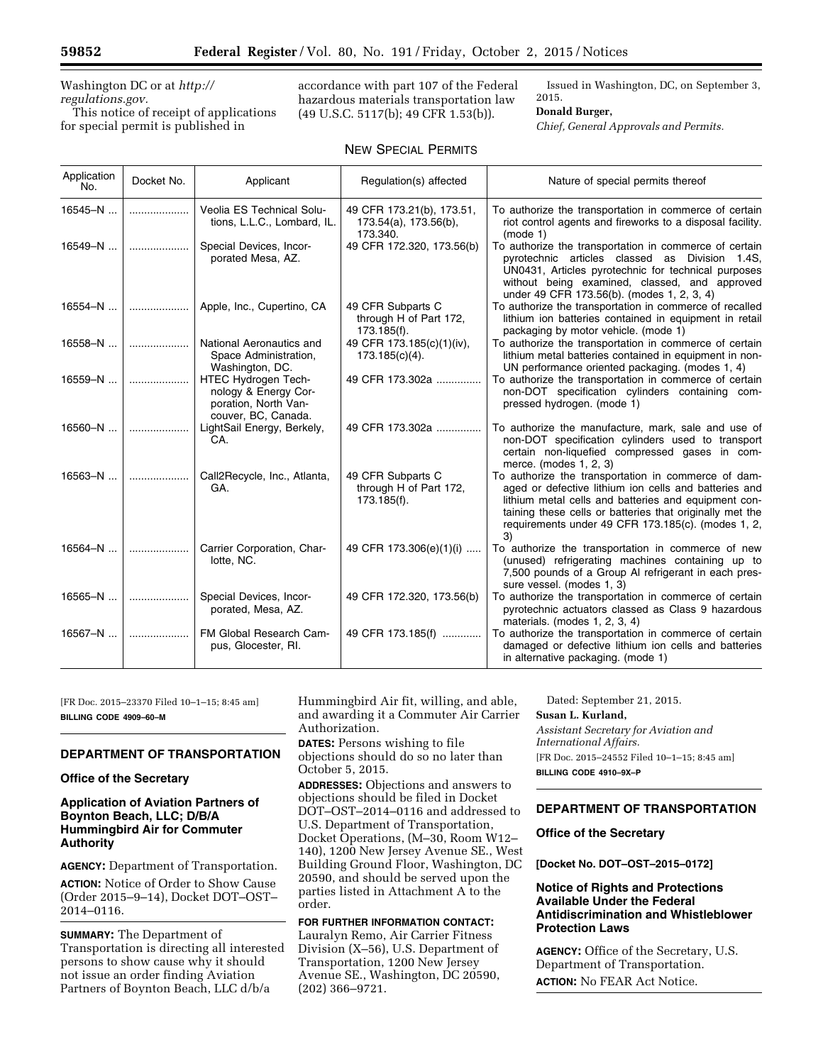Washington DC or at *http://regulations.gov.*

This notice of receipt of applications for special permit is published in accordance with part 107 of the Federal hazardous materials transportation law (49 U.S.C. 5117(b); 49 CFR 1.53(b)).

Issued in Washington, DC, on September 3, 2015.

**Donald Burger,**

*Chief, General Approvals and Permits.*

NEW SPECIAL PERMITS

| Application No. | Docket No. | Applicant | Regulation(s) affected | Nature of special permits thereof |
|---|---|---|---|---|
| 16545–N ... | .................... | Veolia ES Technical Solutions, L.L.C., Lombard, IL. | 49 CFR 173.21(b), 173.51, 173.54(a), 173.56(b), 173.340. | To authorize the transportation in commerce of certain riot control agents and fireworks to a disposal facility. (mode 1) |
| 16549–N ... | .................... | Special Devices, Incorporated Mesa, AZ. | 49 CFR 172.320, 173.56(b) | To authorize the transportation in commerce of certain pyrotechnic articles classed as Division 1.4S, UN0431, Articles pyrotechnic for technical purposes without being examined, classed, and approved under 49 CFR 173.56(b). (modes 1, 2, 3, 4) |
| 16554–N ... | .................... | Apple, Inc., Cupertino, CA | 49 CFR Subparts C through H of Part 172, 173.185(f). | To authorize the transportation in commerce of recalled lithium ion batteries contained in equipment in retail packaging by motor vehicle. (mode 1) |
| 16558–N ... | .................... | National Aeronautics and Space Administration, Washington, DC. | 49 CFR 173.185(c)(1)(iv), 173.185(c)(4). | To authorize the transportation in commerce of certain lithium metal batteries contained in equipment in non-UN performance oriented packaging. (modes 1, 4) |
| 16559–N ... | .................... | HTEC Hydrogen Technology & Energy Corporation, North Vancouver, BC, Canada. | 49 CFR 173.302a ............... | To authorize the transportation in commerce of certain non-DOT specification cylinders containing compressed hydrogen. (mode 1) |
| 16560–N ... | .................... | LightSail Energy, Berkely, CA. | 49 CFR 173.302a ............... | To authorize the manufacture, mark, sale and use of non-DOT specification cylinders used to transport certain non-liquefied compressed gases in commerce. (modes 1, 2, 3) |
| 16563–N ... | .................... | Call2Recycle, Inc., Atlanta, GA. | 49 CFR Subparts C through H of Part 172, 173.185(f). | To authorize the transportation in commerce of damaged or defective lithium ion cells and batteries and lithium metal cells and batteries and equipment containing these cells or batteries that originally met the requirements under 49 CFR 173.185(c). (modes 1, 2, 3) |
| 16564–N ... | .................... | Carrier Corporation, Charlotte, NC. | 49 CFR 173.306(e)(1)(i) ..... | To authorize the transportation in commerce of new (unused) refrigerating machines containing up to 7,500 pounds of a Group Al refrigerant in each pressure vessel. (modes 1, 3) |
| 16565–N ... | .................... | Special Devices, Incorporated, Mesa, AZ. | 49 CFR 172.320, 173.56(b) | To authorize the transportation in commerce of certain pyrotechnic actuators classed as Class 9 hazardous materials. (modes 1, 2, 3, 4) |
| 16567–N ... | .................... | FM Global Research Campus, Glocester, RI. | 49 CFR 173.185(f) ............ | To authorize the transportation in commerce of certain damaged or defective lithium ion cells and batteries in alternative packaging. (mode 1) |

[FR Doc. 2015–23370 Filed 10–1–15; 8:45 am]

**BILLING CODE 4909–60–M**

## DEPARTMENT OF TRANSPORTATION

### Office of the Secretary

### Application of Aviation Partners of Boynton Beach, LLC; D/B/A Hummingbird Air for Commuter Authority

**AGENCY:** Department of Transportation.

**ACTION:** Notice of Order to Show Cause (Order 2015–9–14), Docket DOT–OST–2014–0116.

**SUMMARY:** The Department of Transportation is directing all interested persons to show cause why it should not issue an order finding Aviation Partners of Boynton Beach, LLC d/b/a Hummingbird Air fit, willing, and able, and awarding it a Commuter Air Carrier Authorization.

**DATES:** Persons wishing to file objections should do so no later than October 5, 2015.

**ADDRESSES:** Objections and answers to objections should be filed in Docket DOT–OST–2014–0116 and addressed to U.S. Department of Transportation, Docket Operations, (M–30, Room W12–140), 1200 New Jersey Avenue SE., West Building Ground Floor, Washington, DC 20590, and should be served upon the parties listed in Attachment A to the order.

**FOR FURTHER INFORMATION CONTACT:** Lauralyn Remo, Air Carrier Fitness Division (X–56), U.S. Department of Transportation, 1200 New Jersey Avenue SE., Washington, DC 20590, (202) 366–9721.

Dated: September 21, 2015.

**Susan L. Kurland,**

*Assistant Secretary for Aviation and International Affairs.*

[FR Doc. 2015–24552 Filed 10–1–15; 8:45 am]

**BILLING CODE 4910–9X–P**

## DEPARTMENT OF TRANSPORTATION

### Office of the Secretary

**[Docket No. DOT–OST–2015–0172]**

### Notice of Rights and Protections Available Under the Federal Antidiscrimination and Whistleblower Protection Laws

**AGENCY:** Office of the Secretary, U.S. Department of Transportation.

**ACTION:** No FEAR Act Notice.